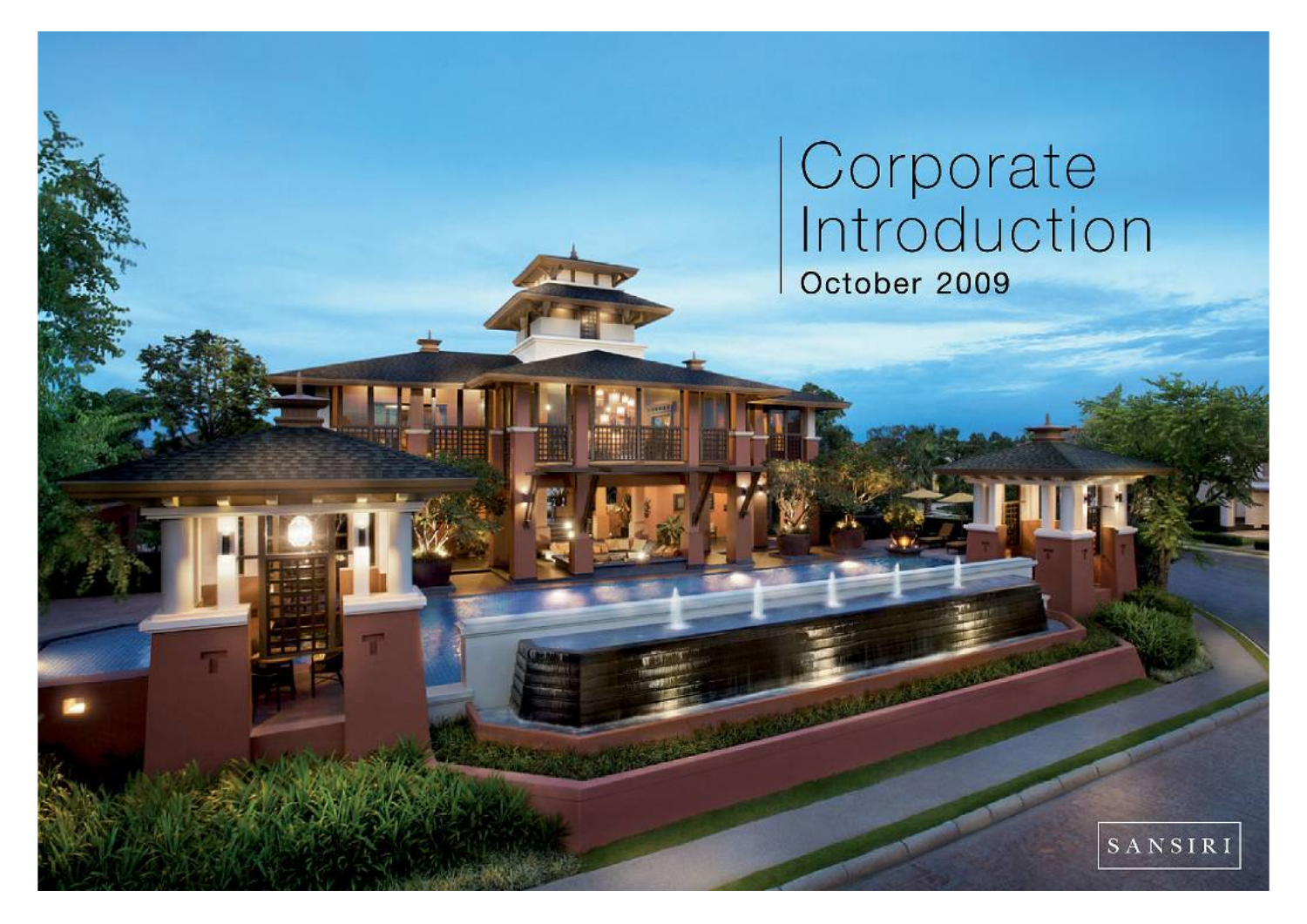# Corporate Introduction

October 2009

SANSIRI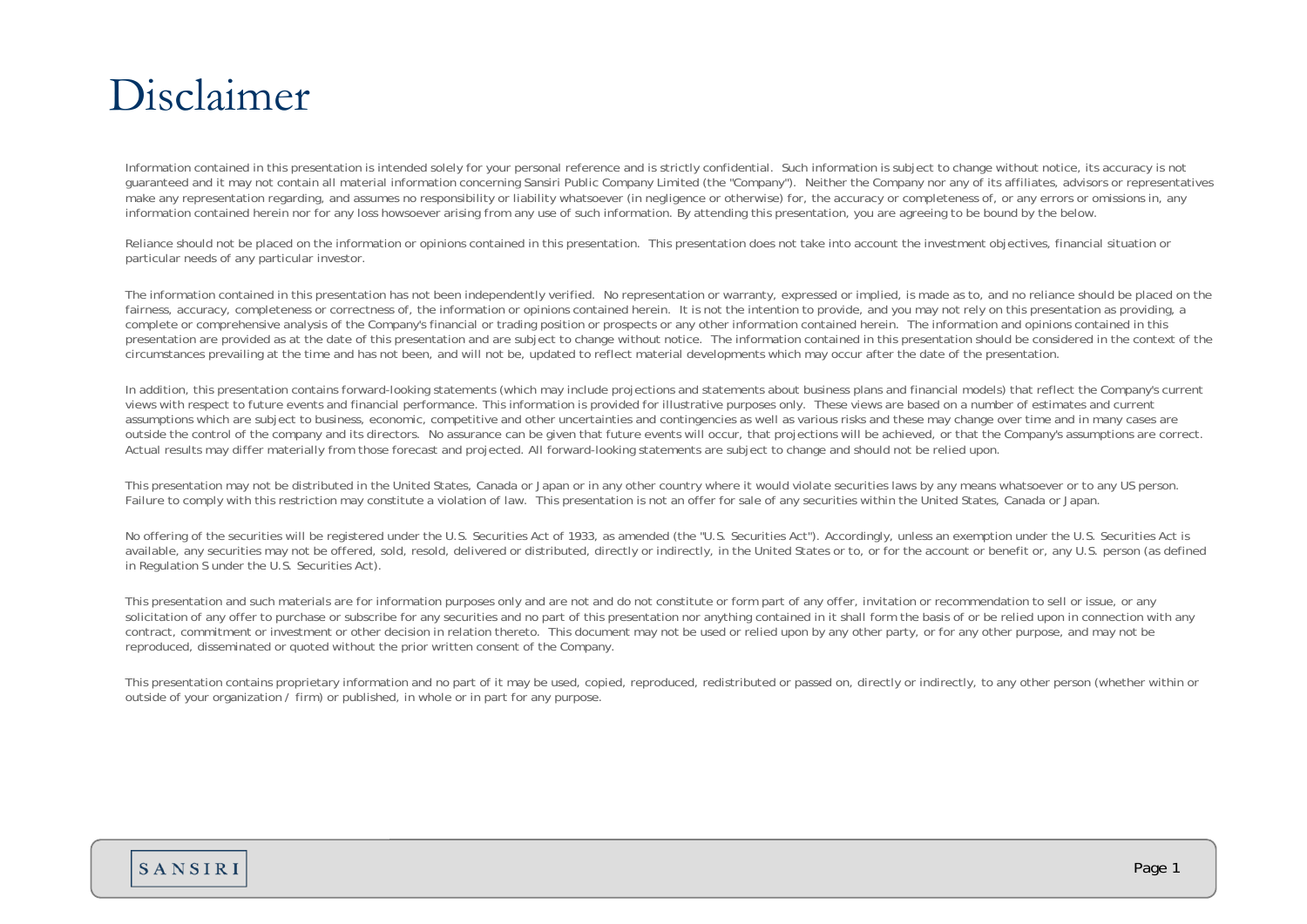# Disclaimer

Information contained in this presentation is intended solely for your personal reference and is strictly confidential. Such information is subject to change without notice, its accuracy is not guaranteed and it may not contain all material information concerning Sansiri Public Company Limited (the "Company"). Neither the Company nor any of its affiliates, advisors or representatives make any representation regarding, and assumes no responsibility or liability whatsoever (in negligence or otherwise) for, the accuracy or completeness of, or any errors or omissions in, any information contained herein nor for any loss howsoever arising from any use of such information. By attending this presentation, you are agreeing to be bound by the below.

Reliance should not be placed on the information or opinions contained in this presentation. This presentation does not take into account the investment objectives, financial situation or particular needs of any particular investor.

The information contained in this presentation has not been independently verified. No representation or warranty, expressed or implied, is made as to, and no reliance should be placed on the fairness, accuracy, completeness or correctness of, the information or opinions contained herein. It is not the intention to provide, and you may not rely on this presentation as providing, a complete or comprehensive analysis of the Company's financial or trading position or prospects or any other information contained herein. The information and opinions contained in this presentation are provided as at the date of this presentation and are subject to change without notice. The information contained in this presentation should be considered in the context of the circumstances prevailing at the time and has not been, and will not be, updated to reflect material developments which may occur after the date of the presentation.

In addition, this presentation contains forward-looking statements (which may include projections and statements about business plans and financial models) that reflect the Company's current views with respect to future events and financial performance. This information is provided for illustrative purposes only. These views are based on a number of estimates and current assumptions which are subject to business, economic, competitive and other uncertainties and contingencies as well as various risks and these may change over time and in many cases are outside the control of the company and its directors. No assurance can be given that future events will occur, that projections will be achieved, or that the Company's assumptions are correct. Actual results may differ materially from those forecast and projected. All forward-looking statements are subject to change and should not be relied upon.

This presentation may not be distributed in the United States, Canada or Japan or in any other country where it would violate securities laws by any means whatsoever or to any US person. Failure to comply with this restriction may constitute a violation of law. This presentation is not an offer for sale of any securities within the United States, Canada or Japan.

No offering of the securities will be registered under the U.S. Securities Act of 1933, as amended (the "U.S. Securities Act"). Accordingly, unless an exemption under the U.S. Securities Act is available, any securities may not be offered, sold, resold, delivered or distributed, directly or indirectly, in the United States or to, or for the account or benefit or, any U.S. person (as defined in Regulation S under the U.S. Securities Act).

This presentation and such materials are for information purposes only and are not and do not constitute or form part of any offer, invitation or recommendation to sell or issue, or any solicitation of any offer to purchase or subscribe for any securities and no part of this presentation nor anything contained in it shall form the basis of or be relied upon in connection with any contract, commitment or investment or other decision in relation thereto. This document may not be used or relied upon by any other party, or for any other purpose, and may not be reproduced, disseminated or quoted without the prior written consent of the Company.

This presentation contains proprietary information and no part of it may be used, copied, reproduced, redistributed or passed on, directly or indirectly, to any other person (whether within or outside of your organization / firm) or published, in whole or in part for any purpose.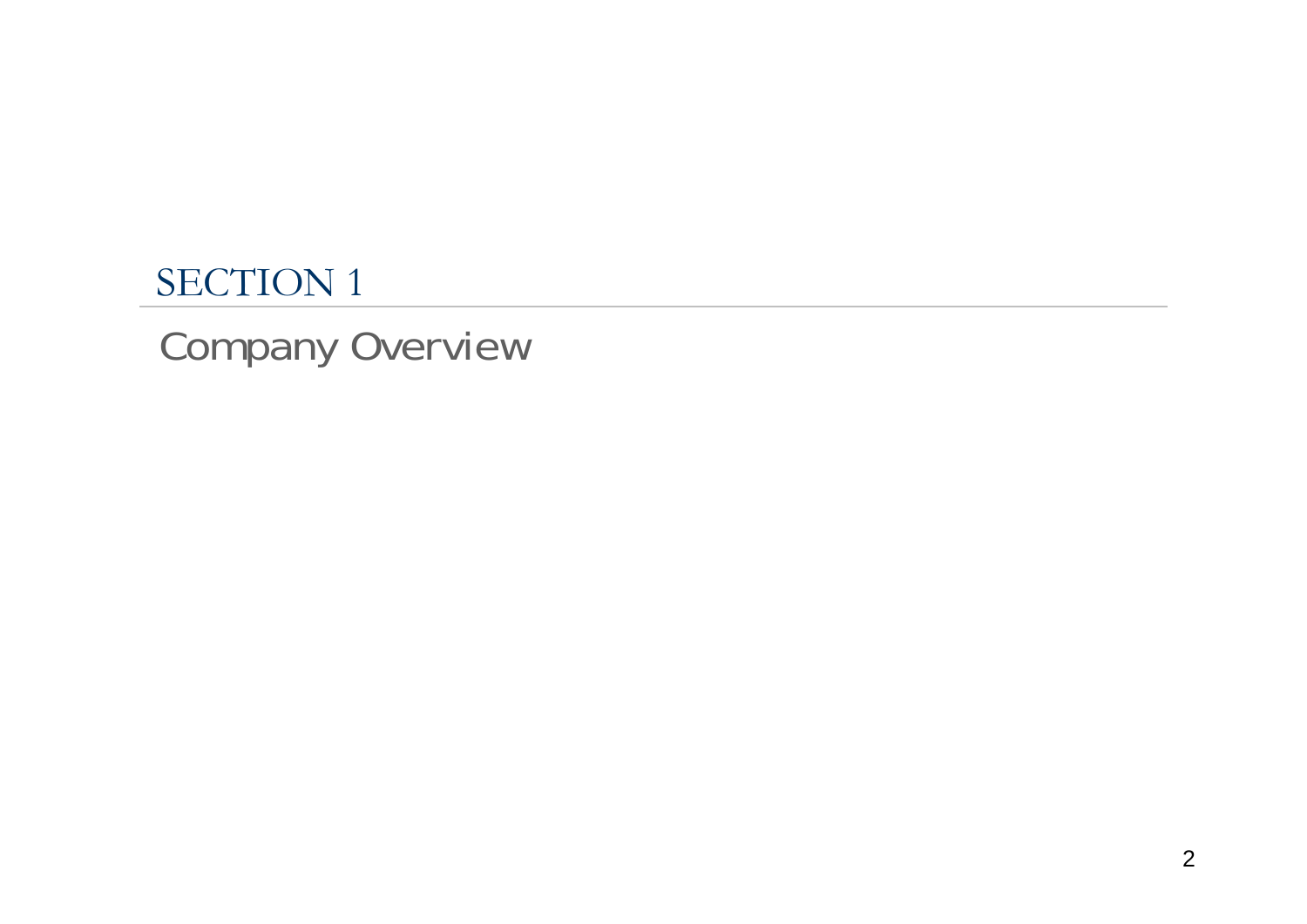# SECTION 1

## Company Overview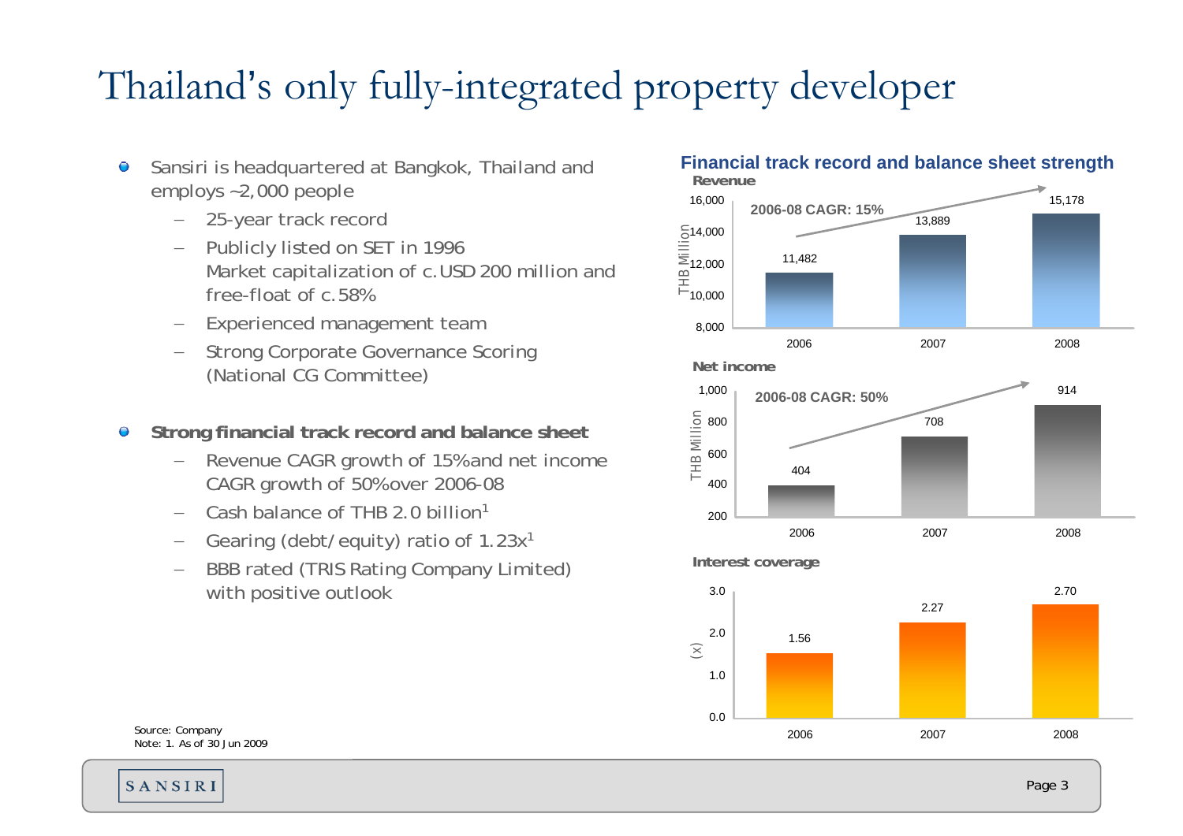# Thailand's only fully-integrated property developer

- Sansiri is headquartered at Bangkok, Thailand and employs ~2,000 people
  - 25-year track record
  - Publicly listed on SET in 1996
    Market capitalization of c.USD 200 million and free-float of c.58%
  - Experienced management team
  - Strong Corporate Governance Scoring (National CG Committee)

- **Strong financial track record and balance sheet**
  - Revenue CAGR growth of 15% and net income CAGR growth of 50% over 2006-08
  - Cash balance of THB 2.0 billion[1]
  - Gearing (debt/equity) ratio of 1.23x[1]
  - BBB rated (TRIS Rating Company Limited) with positive outlook

## Financial track record and balance sheet strength

**Revenue** (THB Million) — 2006-08 CAGR: 15%

| | 2006 | 2007 | 2008 |
|---|---|---|---|
| Revenue | 11,482 | 13,889 | 15,178 |

**Net income** (THB Million) — 2006-08 CAGR: 50%

| | 2006 | 2007 | 2008 |
|---|---|---|---|
| Net income | 404 | 708 | 914 |

**Interest coverage** (x)

| | 2006 | 2007 | 2008 |
|---|---|---|---|
| Interest coverage | 1.56 | 2.27 | 2.70 |

Source: Company
Note: 1. As of 30 Jun 2009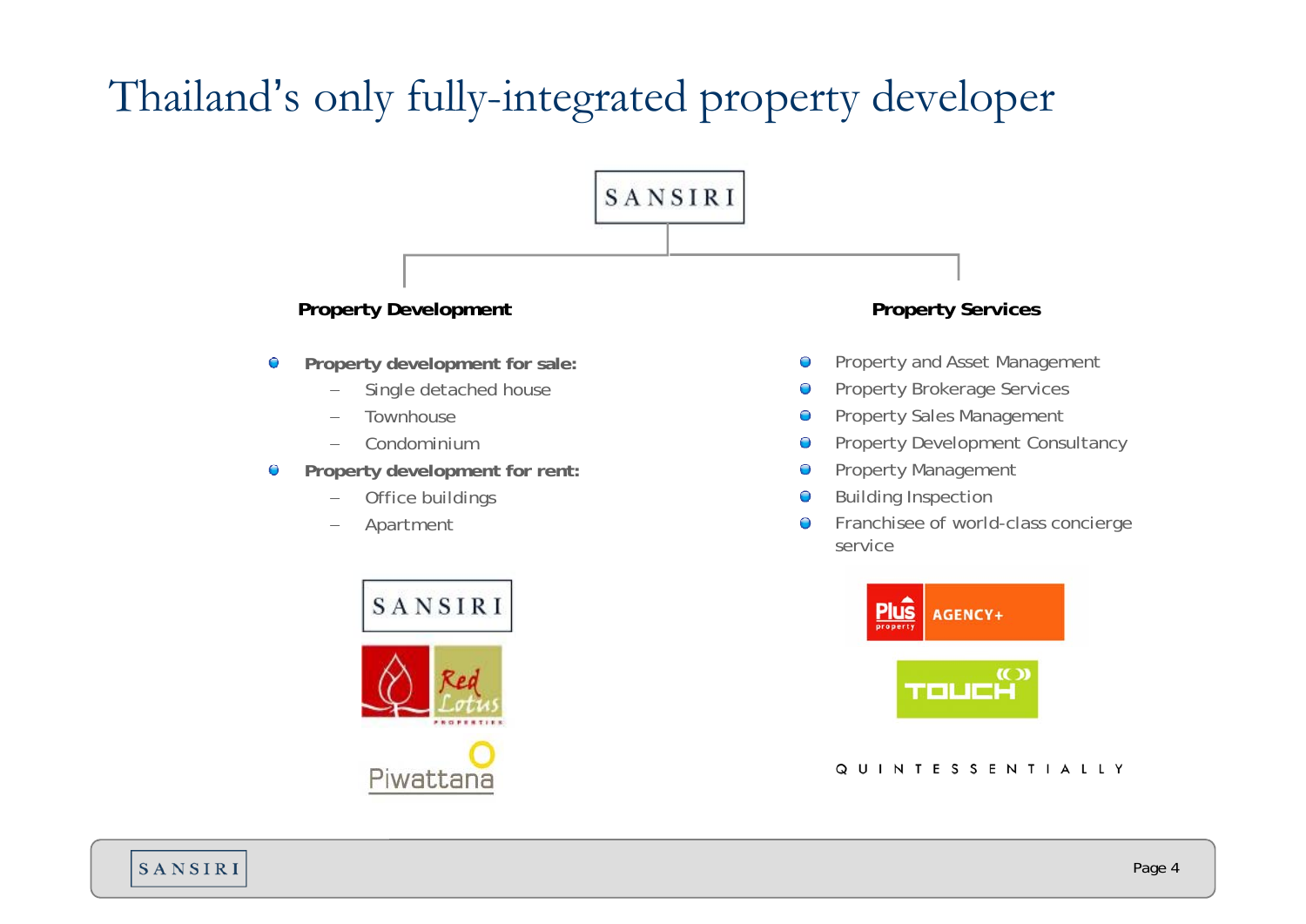# Thailand's only fully-integrated property developer

SANSIRI

## Property Development

- **Property development for sale:**
  - Single detached house
  - Townhouse
  - Condominium
- **Property development for rent:**
  - Office buildings
  - Apartment

SANSIRI

Red Lotus PROPERTIES

Piwattana

## Property Services

- Property and Asset Management
- Property Brokerage Services
- Property Sales Management
- Property Development Consultancy
- Property Management
- Building Inspection
- Franchisee of world-class concierge service

Plus property AGENCY+

TOUCH

QUINTESSENTIALLY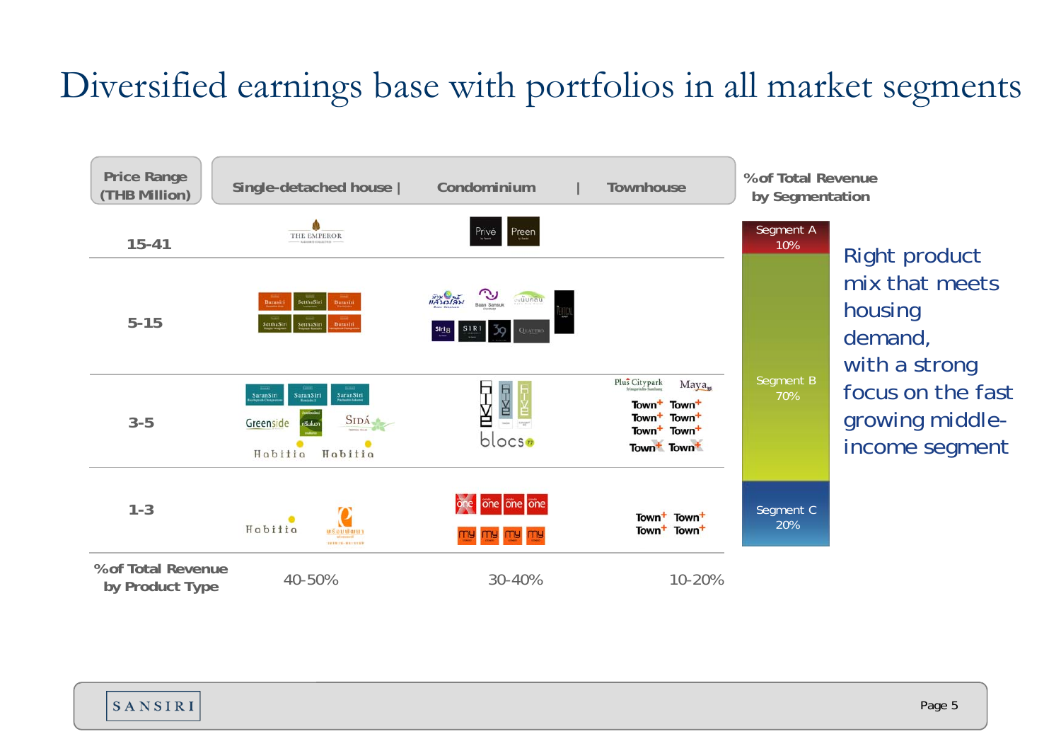# Diversified earnings base with portfolios in all market segments

| Price Range (THB Million) | Single-detached house | Condominium | Townhouse |
|---|---|---|---|
| 15-41 | THE EMPEROR | Privé, Preen | |
| 5-15 | Burasiri, SetthaSiri, Burasiri, SetthaSiri, SetthaSiri, Burasiri | Baan Sansuk, Siri 8, SIRI, 39, QUATTRO, VERTICAL | |
| 3-5 | SaranSiri, SaranSiri, SaranSiri, Greenside, SIDÁ, Habitia, Habitia | HIVE, HIVE, HIVE, blocs 77 | Plus Citypark, Maya, Town+, Town+, Town+, Town+, Town+, Town+, Town+, Town+ |
| 1-3 | Habitia | one, one, one, one, my, my, my, my | Town+, Town+, Town+, Town+ |
| %of Total Revenue by Product Type | 40-50% | 30-40% | 10-20% |

**%of Total Revenue by Segmentation**

- Segment A: 10%
- Segment B: 70%
- Segment C: 20%

Right product mix that meets housing demand, with a strong focus on the fast growing middle-income segment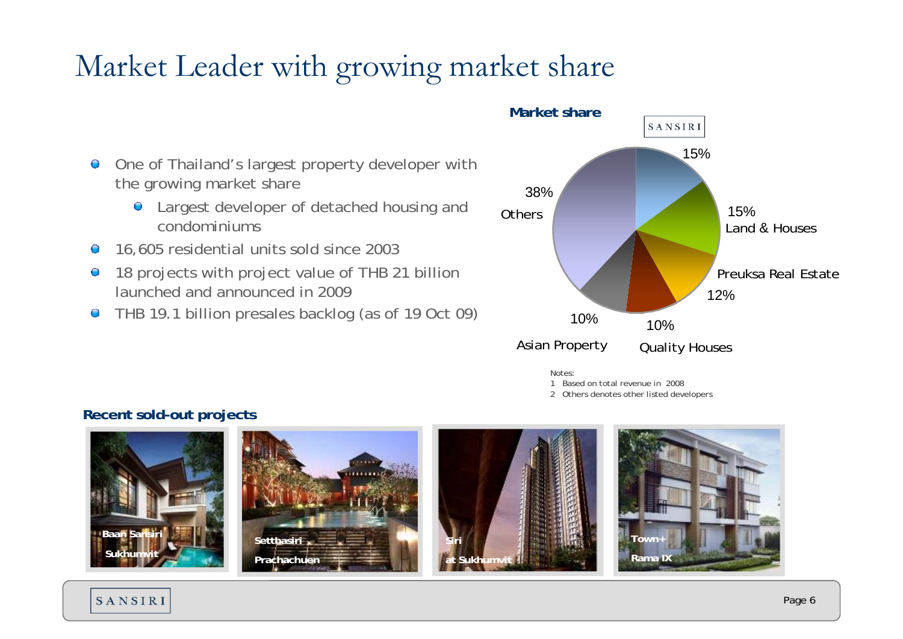# Market Leader with growing market share

- One of Thailand's largest property developer with the growing market share
  - Largest developer of detached housing and condominiums
- 16,605 residential units sold since 2003
- 18 projects with project value of THB 21 billion launched and announced in 2009
- THB 19.1 billion presales backlog (as of 19 Oct 09)

**Market share**

| Developer | Market share |
|---|---|
| SANSIRI | 15% |
| Land & Houses | 15% |
| Preuksa Real Estate | 12% |
| Quality Houses | 10% |
| Asian Property | 10% |
| Others | 38% |

Notes:
1 Based on total revenue in 2008
2 Others denotes other listed developers

**Recent sold-out projects**

- Baan Sansiri Sukhumvit
- Setthasiri Prachachuen
- Siri at Sukhumvit
- Town+ Rama IX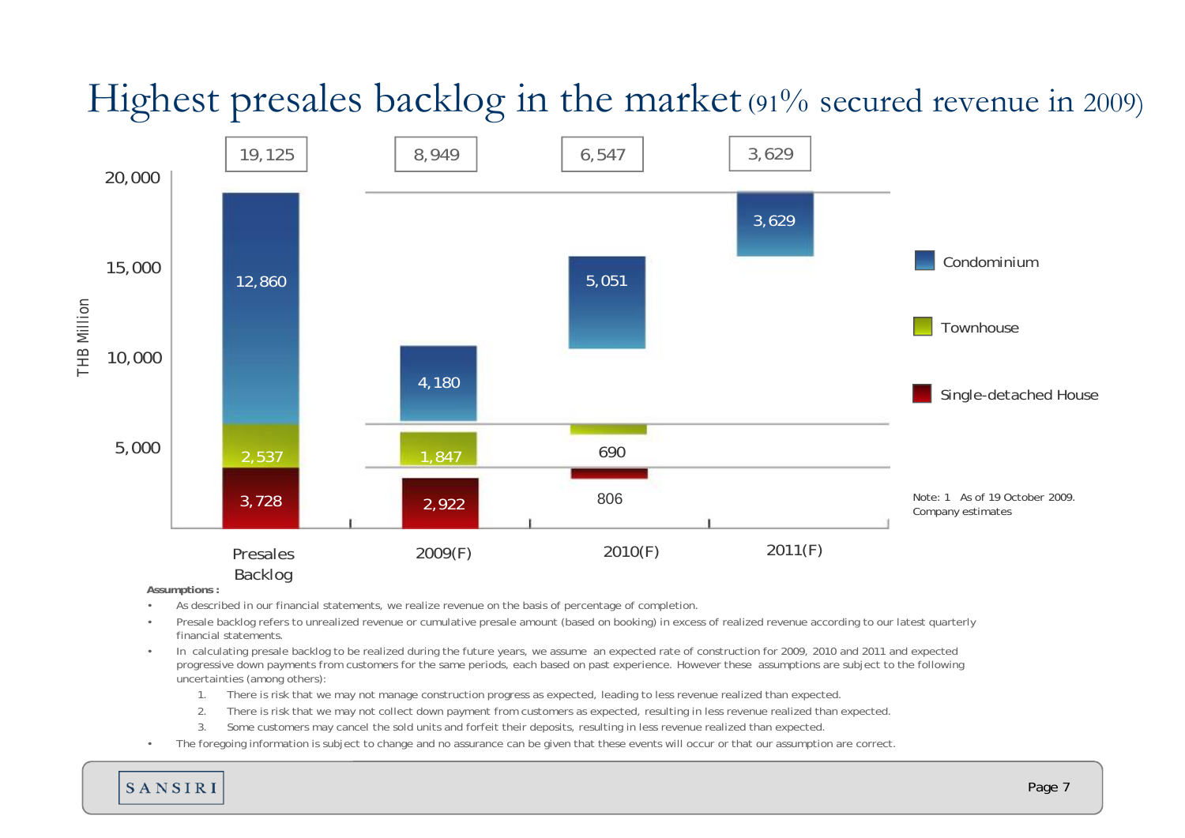# Highest presales backlog in the market (91% secured revenue in 2009)

| THB Million | Presales Backlog | 2009(F) | 2010(F) | 2011(F) |
|---|---|---|---|---|
| Total | 19,125 | 8,949 | 6,547 | 3,629 |
| Condominium | 12,860 | 4,180 | 5,051 | 3,629 |
| Townhouse | 2,537 | 1,847 | 690 | |
| Single-detached House | 3,728 | 2,922 | 806 | |

Note: 1 As of 19 October 2009. Company estimates

**Assumptions :**

- As described in our financial statements, we realize revenue on the basis of percentage of completion.
- Presale backlog refers to unrealized revenue or cumulative presale amount (based on booking) in excess of realized revenue according to our latest quarterly financial statements.
- In calculating presale backlog to be realized during the future years, we assume an expected rate of construction for 2009, 2010 and 2011 and expected progressive down payments from customers for the same periods, each based on past experience. However these assumptions are subject to the following uncertainties (among others):
  1. There is risk that we may not manage construction progress as expected, leading to less revenue realized than expected.
  2. There is risk that we may not collect down payment from customers as expected, resulting in less revenue realized than expected.
  3. Some customers may cancel the sold units and forfeit their deposits, resulting in less revenue realized than expected.
- The foregoing information is subject to change and no assurance can be given that these events will occur or that our assumption are correct.

SANSIRI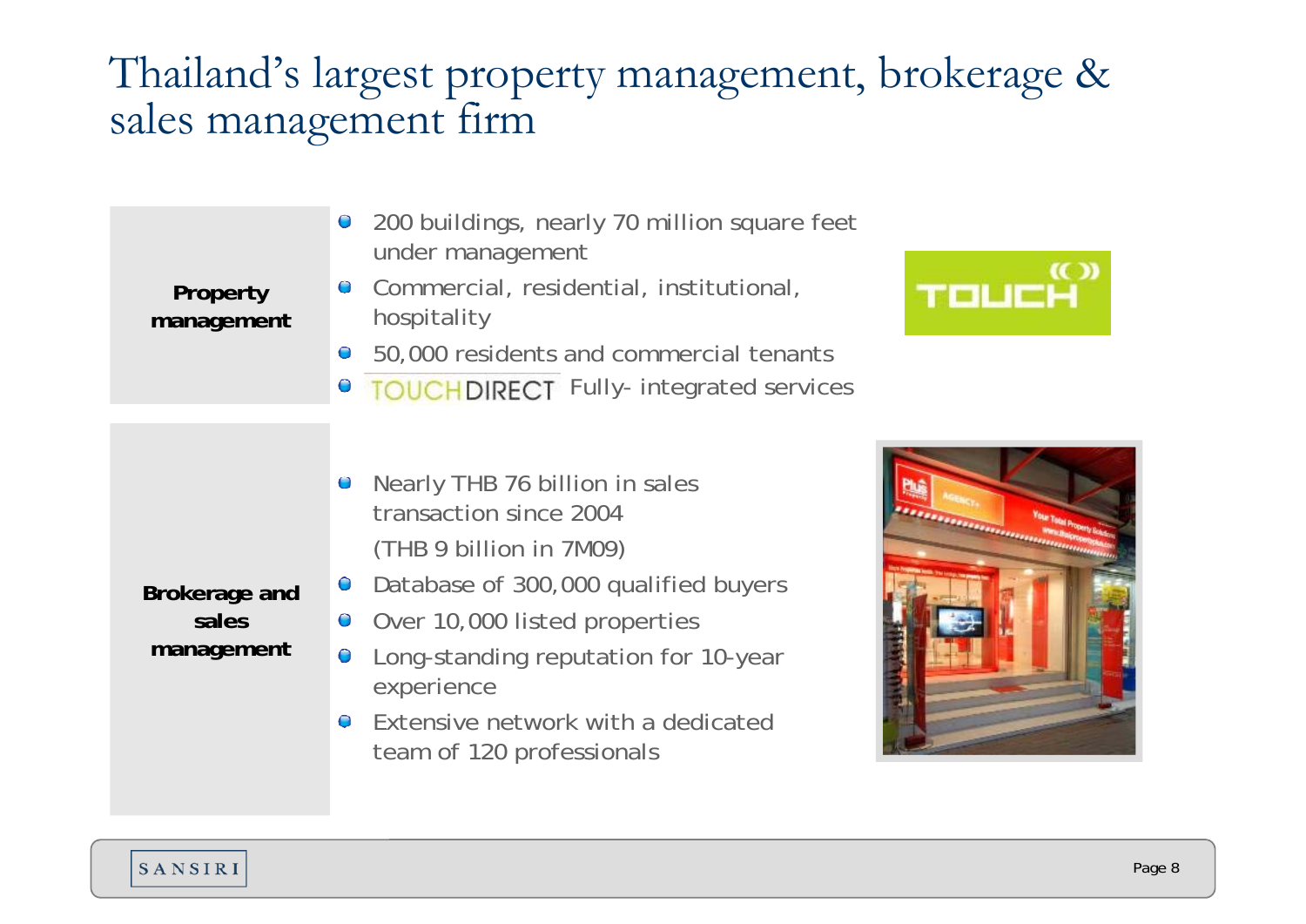# Thailand's largest property management, brokerage & sales management firm

**Property management**

- 200 buildings, nearly 70 million square feet under management
- Commercial, residential, institutional, hospitality
- 50,000 residents and commercial tenants
- TOUCHDIRECT Fully- integrated services

**Brokerage and sales management**

- Nearly THB 76 billion in sales transaction since 2004
  (THB 9 billion in 7M09)
- Database of 300,000 qualified buyers
- Over 10,000 listed properties
- Long-standing reputation for 10-year experience
- Extensive network with a dedicated team of 120 professionals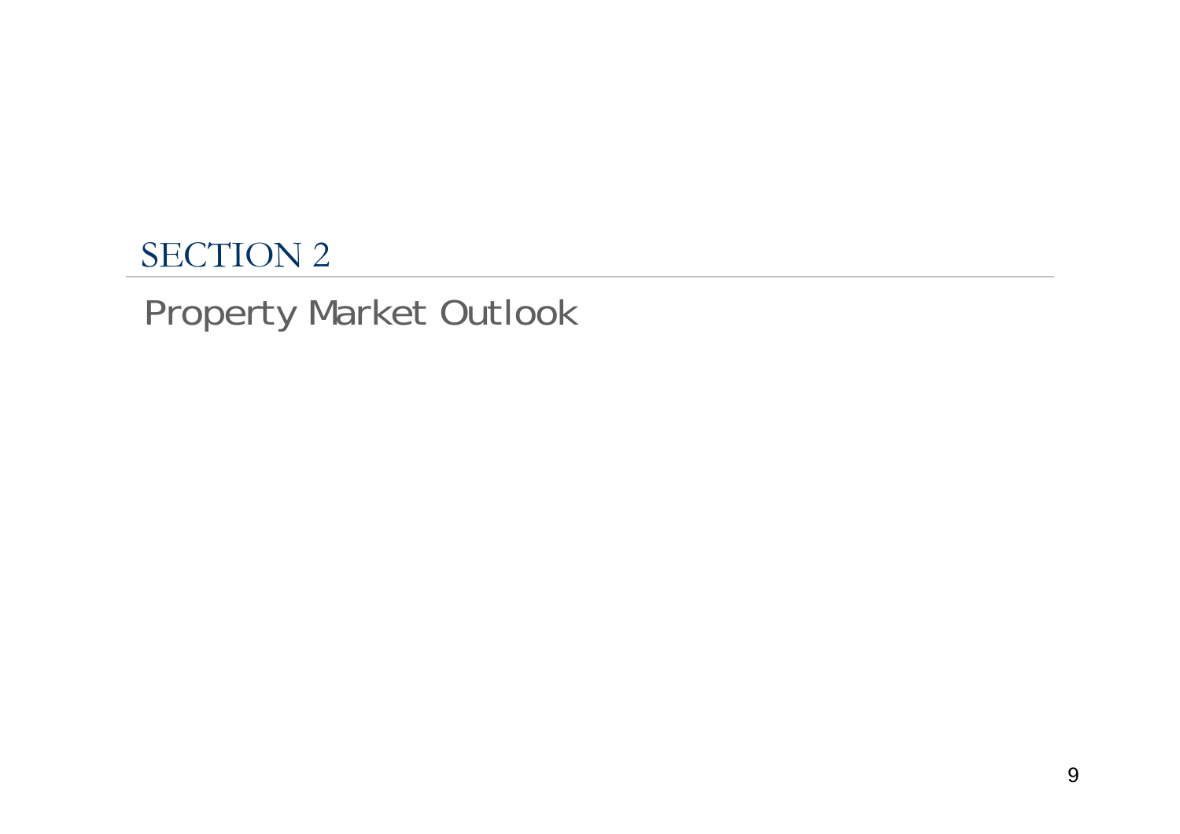# SECTION 2

## Property Market Outlook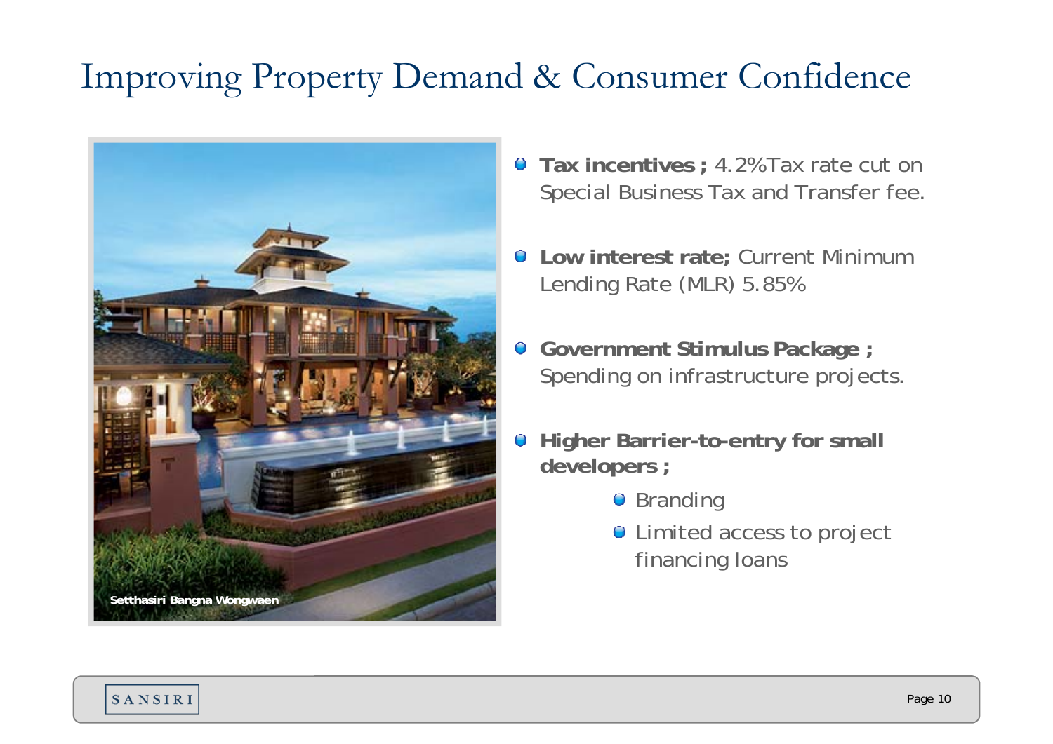# Improving Property Demand & Consumer Confidence

Setthasiri Bangna Wongwaen

- **Tax incentives ;** 4.2%Tax rate cut on Special Business Tax and Transfer fee.
- **Low interest rate;** Current Minimum Lending Rate (MLR) 5.85%
- **Government Stimulus Package ;** Spending on infrastructure projects.
- **Higher Barrier-to-entry for small developers ;**
  - Branding
  - Limited access to project financing loans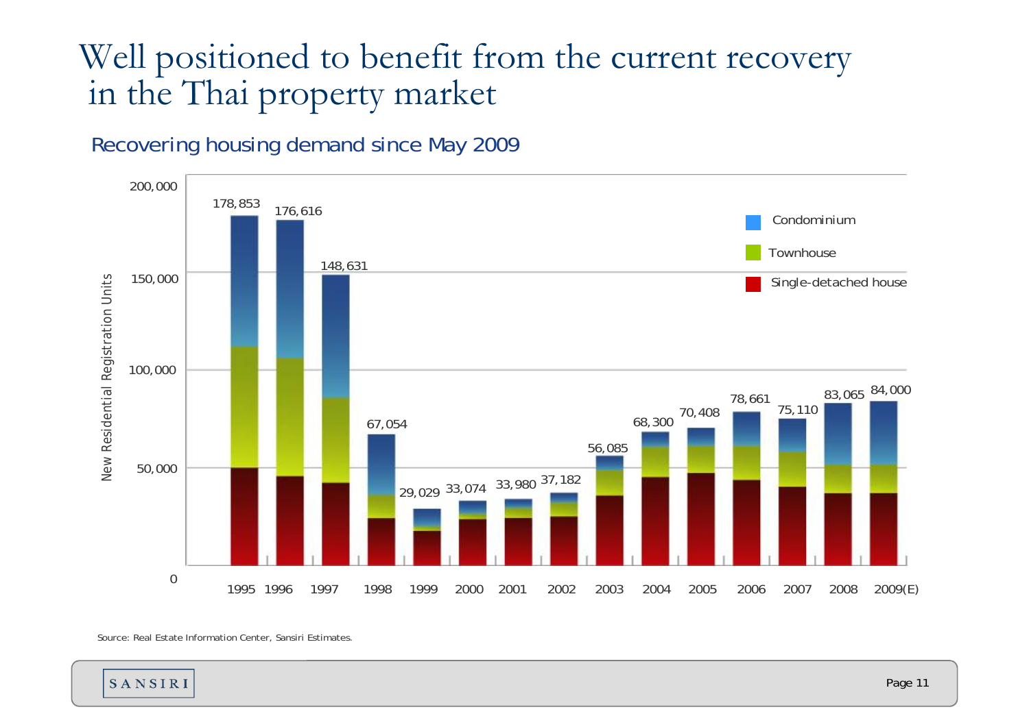# Well positioned to benefit from the current recovery in the Thai property market

## Recovering housing demand since May 2009

| Year | New Residential Registration Units |
| --- | --- |
| 1995 | 178,853 |
| 1996 | 176,616 |
| 1997 | 148,631 |
| 1998 | 67,054 |
| 1999 | 29,029 |
| 2000 | 33,074 |
| 2001 | 33,980 |
| 2002 | 37,182 |
| 2003 | 56,085 |
| 2004 | 68,300 |
| 2005 | 70,408 |
| 2006 | 78,661 |
| 2007 | 75,110 |
| 2008 | 83,065 |
| 2009(E) | 84,000 |

Legend: Condominium, Townhouse, Single-detached house

Source: Real Estate Information Center, Sansiri Estimates.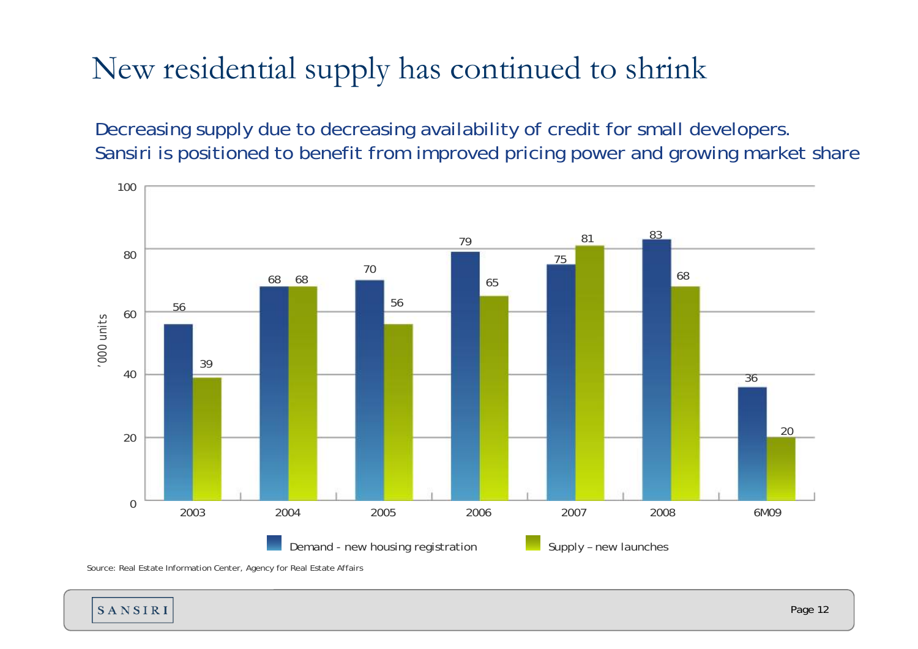# New residential supply has continued to shrink

Decreasing supply due to decreasing availability of credit for small developers.
Sansiri is positioned to benefit from improved pricing power and growing market share

| '000 units | 2003 | 2004 | 2005 | 2006 | 2007 | 2008 | 6M09 |
|---|---|---|---|---|---|---|---|
| Demand - new housing registration | 56 | 68 | 70 | 79 | 75 | 83 | 36 |
| Supply – new launches | 39 | 68 | 56 | 65 | 81 | 68 | 20 |

Source: Real Estate Information Center, Agency for Real Estate Affairs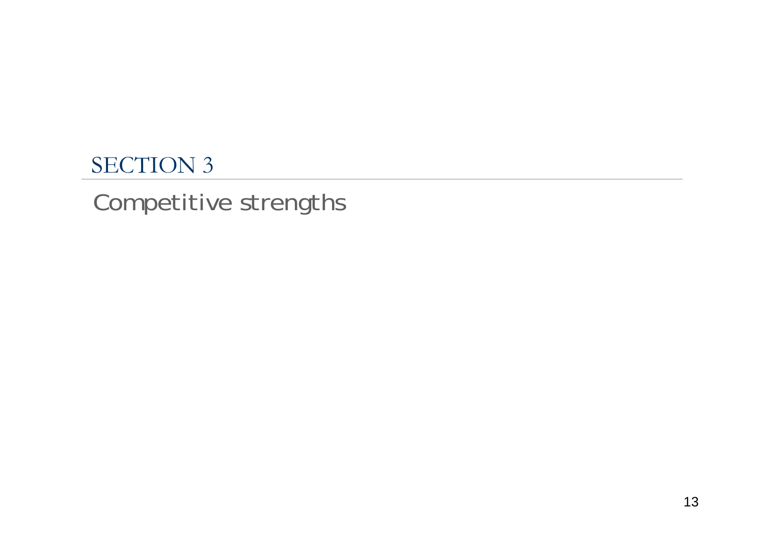# SECTION 3

## Competitive strengths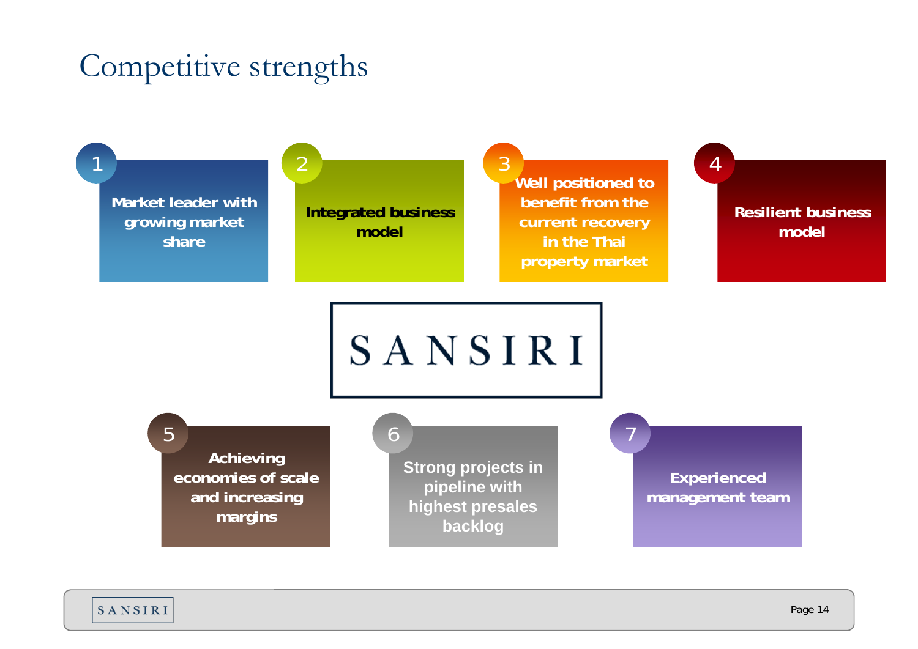# Competitive strengths

1. Market leader with growing market share
2. Integrated business model
3. Well positioned to benefit from the current recovery in the Thai property market
4. Resilient business model

SANSIRI

5. Achieving economies of scale and increasing margins
6. Strong projects in pipeline with highest presales backlog
7. Experienced management team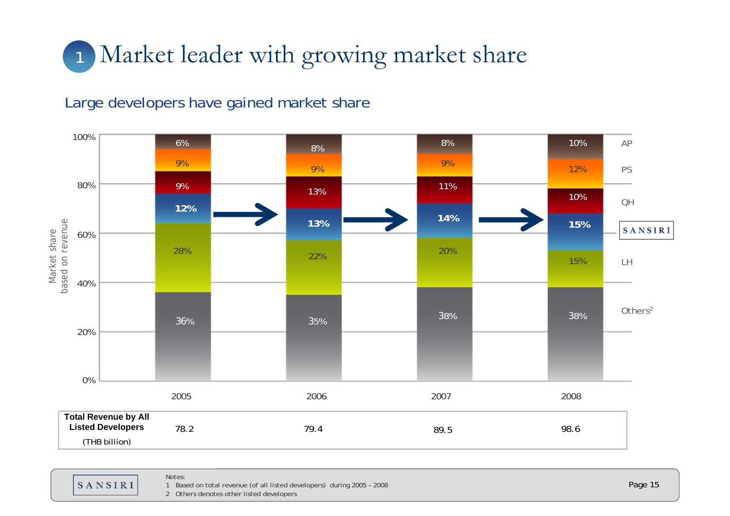# 1 Market leader with growing market share

## Large developers have gained market share

Market share based on revenue[1]

| | 2005 | 2006 | 2007 | 2008 |
|---|---|---|---|---|
| AP | 6% | 8% | 8% | 10% |
| PS | 9% | 9% | 9% | 12% |
| QH | 9% | 13% | 11% | 10% |
| SANSIRI | **12%** | **13%** | **14%** | **15%** |
| LH | 28% | 22% | 20% | 15% |
| Others[2] | 36% | 35% | 38% | 38% |

| **Total Revenue by All Listed Developers** (THB billion) | 78.2 | 79.4 | 89.5 | 98.6 |
|---|---|---|---|---|

Notes:

1 Based on total revenue (of all listed developers) during 2005 – 2008

2 Others denotes other listed developers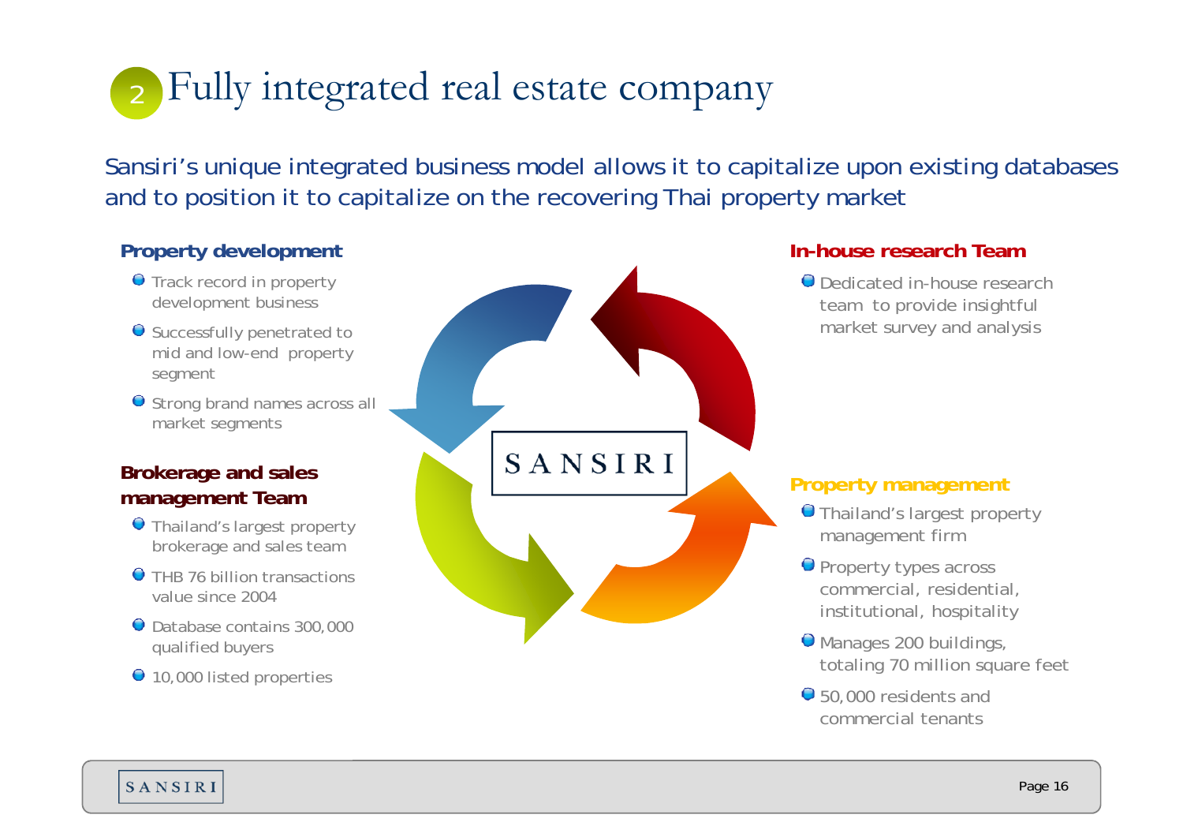# 2 Fully integrated real estate company

Sansiri's unique integrated business model allows it to capitalize upon existing databases and to position it to capitalize on the recovering Thai property market

### Property development

- Track record in property development business
- Successfully penetrated to mid and low-end property segment
- Strong brand names across all market segments

### Brokerage and sales management Team

- Thailand's largest property brokerage and sales team
- THB 76 billion transactions value since 2004
- Database contains 300,000 qualified buyers
- 10,000 listed properties

SANSIRI

### In-house research Team

- Dedicated in-house research team to provide insightful market survey and analysis

### Property management

- Thailand's largest property management firm
- Property types across commercial, residential, institutional, hospitality
- Manages 200 buildings, totaling 70 million square feet
- 50,000 residents and commercial tenants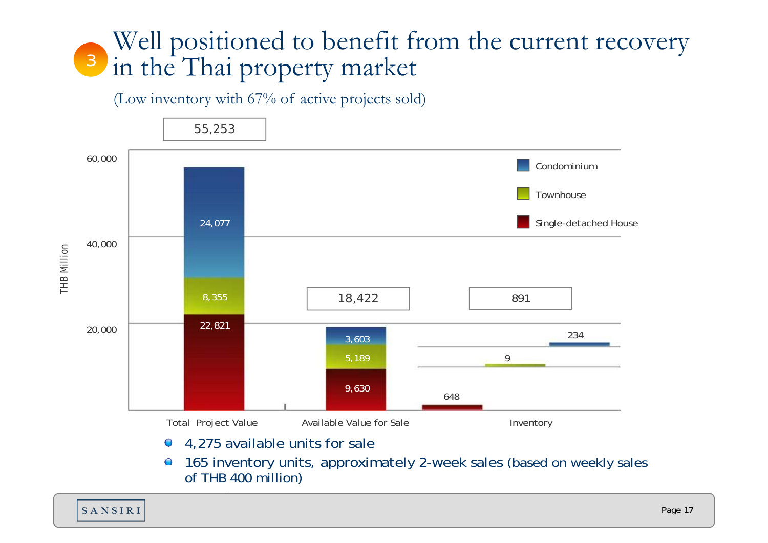# 3 Well positioned to benefit from the current recovery in the Thai property market

(Low inventory with 67% of active projects sold)

| THB Million | Total Project Value | Available Value for Sale | Inventory |
|---|---|---|---|
| Condominium | 24,077 | 3,603 | 234 |
| Townhouse | 8,355 | 5,189 | 9 |
| Single-detached House | 22,821 | 9,630 | 648 |
| **Total** | **55,253** | **18,422** | **891** |

- 4,275 available units for sale
- 165 inventory units, approximately 2-week sales (based on weekly sales of THB 400 million)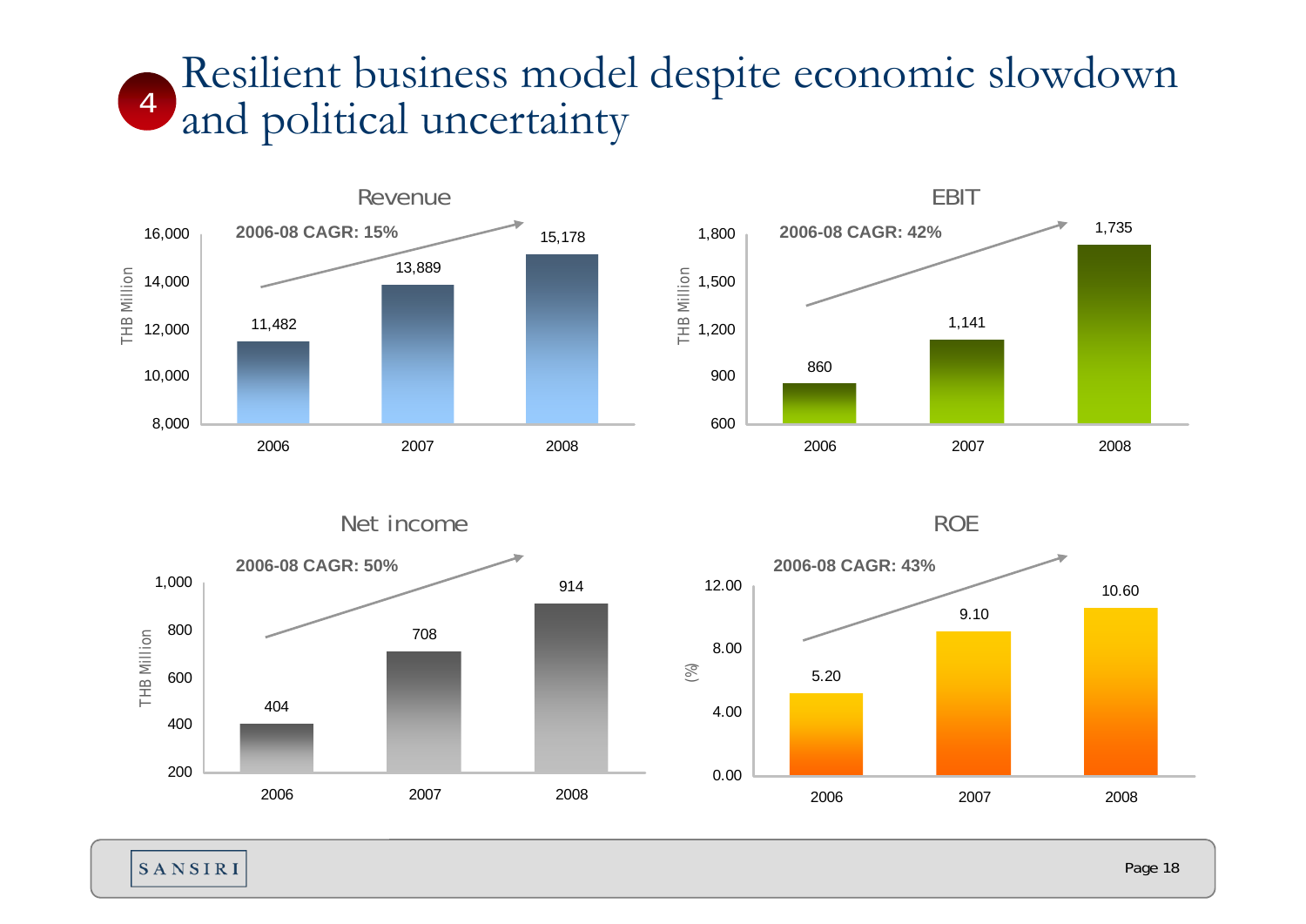# 4 Resilient business model despite economic slowdown and political uncertainty

## Revenue

2006-08 CAGR: 15%

| Year | THB Million |
|---|---|
| 2006 | 11,482 |
| 2007 | 13,889 |
| 2008 | 15,178 |

## EBIT

2006-08 CAGR: 42%

| Year | THB Million |
|---|---|
| 2006 | 860 |
| 2007 | 1,141 |
| 2008 | 1,735 |

## Net income

2006-08 CAGR: 50%

| Year | THB Million |
|---|---|
| 2006 | 404 |
| 2007 | 708 |
| 2008 | 914 |

## ROE

2006-08 CAGR: 43%

| Year | (%) |
|---|---|
| 2006 | 5.20 |
| 2007 | 9.10 |
| 2008 | 10.60 |

SANSIRI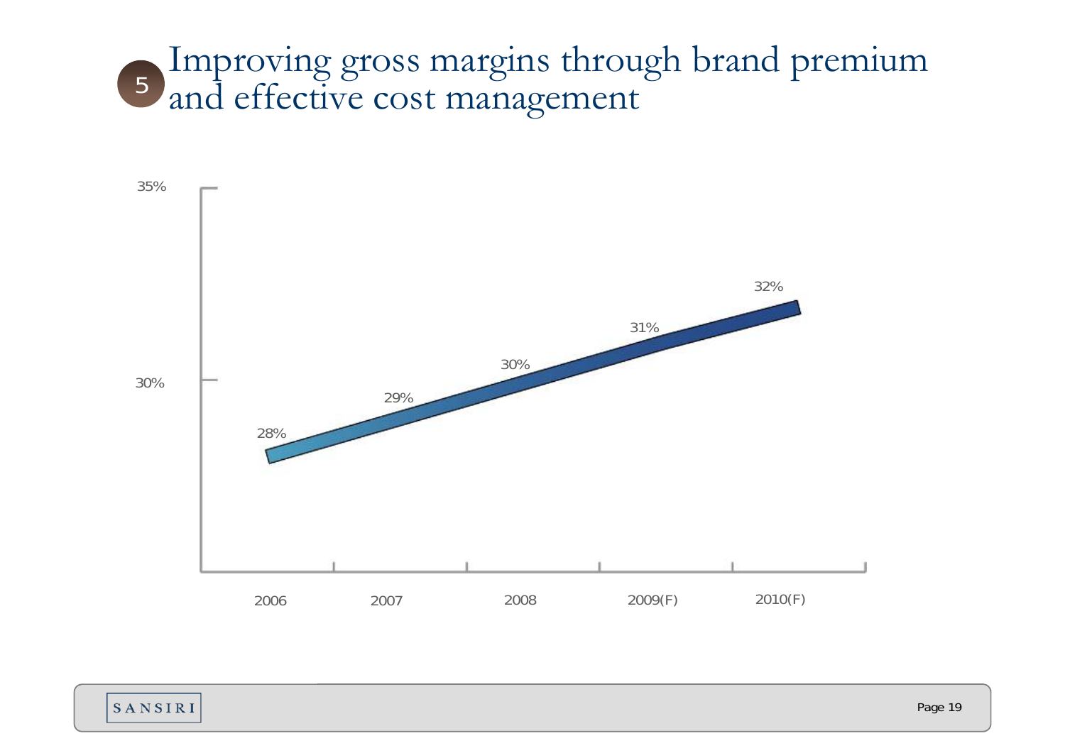# Improving gross margins through brand premium and effective cost management

| Year | Gross Margin |
|---|---|
| 2006 | 28% |
| 2007 | 29% |
| 2008 | 30% |
| 2009(F) | 31% |
| 2010(F) | 32% |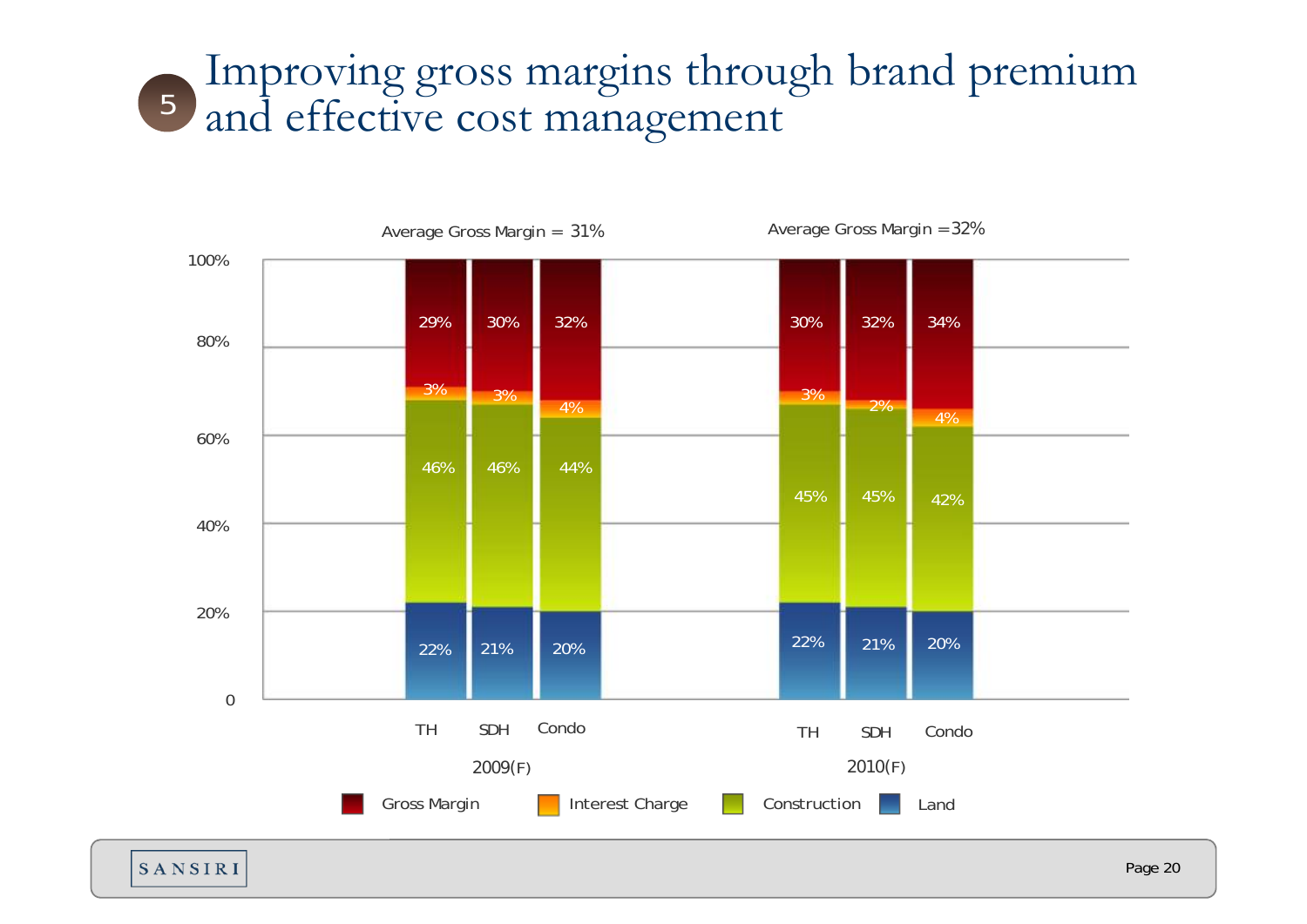# 5 Improving gross margins through brand premium and effective cost management

| | 2009(F) | | | 2010(F) | | |
|---|---|---|---|---|---|---|
| | TH | SDH | Condo | TH | SDH | Condo |
| Gross Margin | 29% | 30% | 32% | 30% | 32% | 34% |
| Interest Charge | 3% | 3% | 4% | 3% | 2% | 4% |
| Construction | 46% | 46% | 44% | 45% | 45% | 42% |
| Land | 22% | 21% | 20% | 22% | 21% | 20% |

Average Gross Margin = 31% (2009(F))

Average Gross Margin = 32% (2010(F))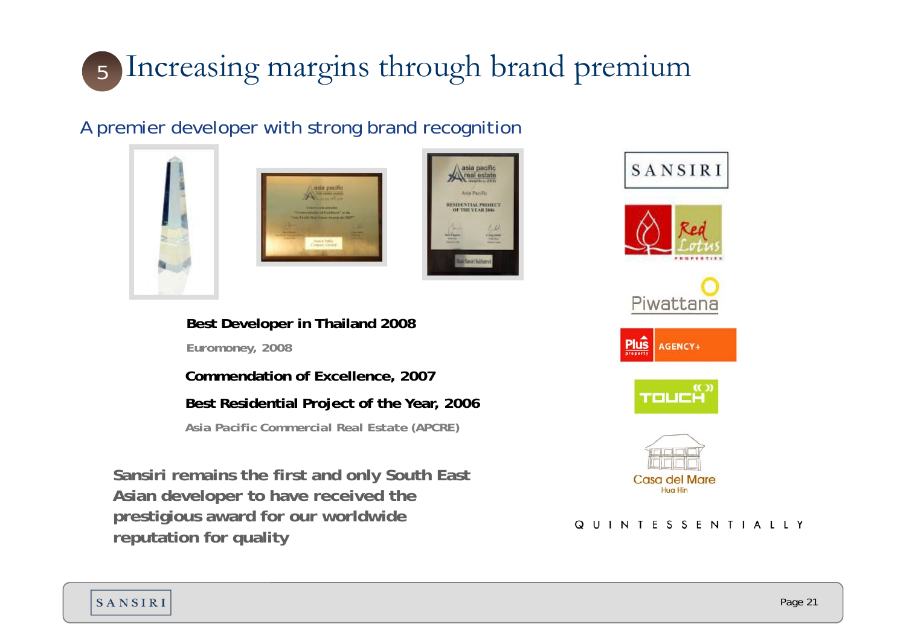# 5 Increasing margins through brand premium

## A premier developer with strong brand recognition

**Best Developer in Thailand 2008**

Euromoney, 2008

**Commendation of Excellence, 2007**

**Best Residential Project of the Year, 2006**

Asia Pacific Commercial Real Estate (APCRE)

**Sansiri remains the first and only South East Asian developer to have received the prestigious award for our worldwide reputation for quality**

SANSIRI

Red Lotus PROPERTIES

Piwattana

Plus property AGENCY+

TOUCH

Casa del Mare Hua Hin

QUINTESSENTIALLY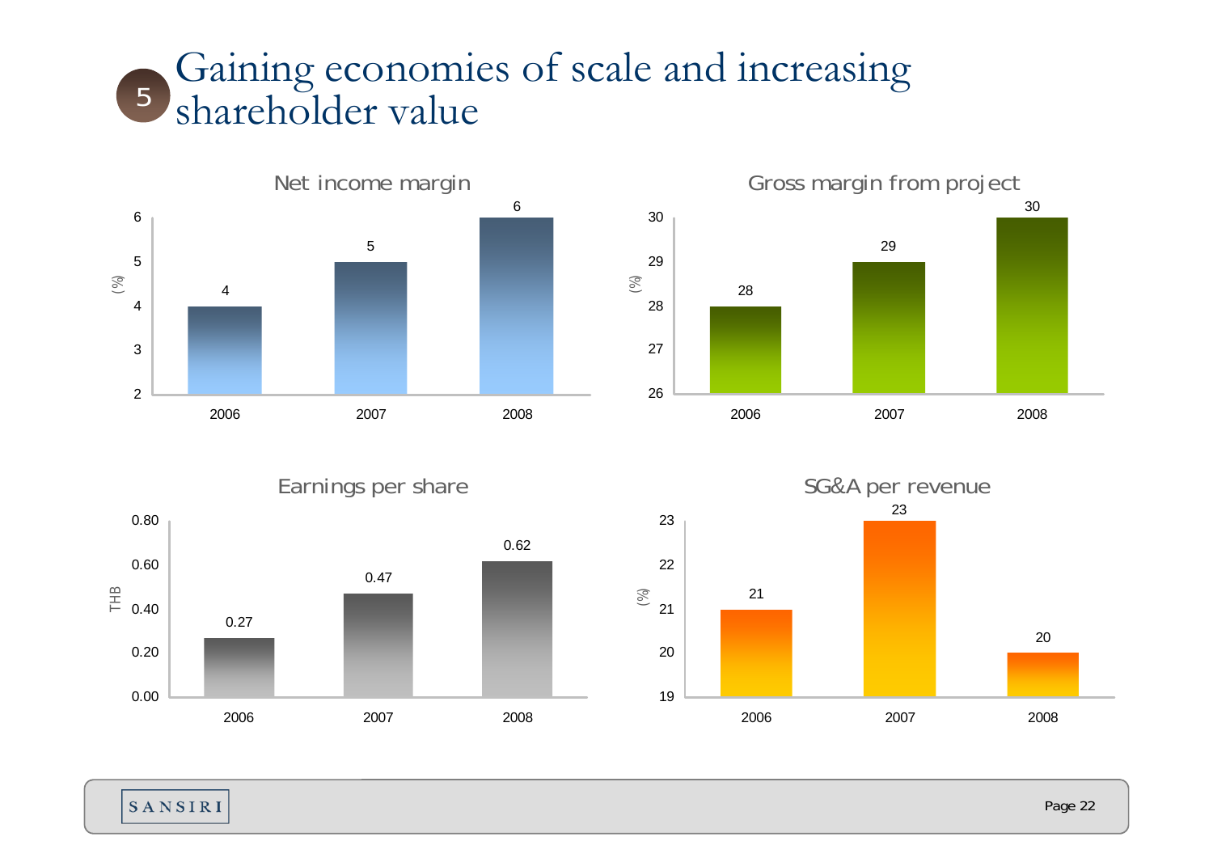# Gaining economies of scale and increasing shareholder value

### Net income margin

| Year | (%) |
|---|---|
| 2006 | 4 |
| 2007 | 5 |
| 2008 | 6 |

### Gross margin from project

| Year | (%) |
|---|---|
| 2006 | 28 |
| 2007 | 29 |
| 2008 | 30 |

### Earnings per share

| Year | THB |
|---|---|
| 2006 | 0.27 |
| 2007 | 0.47 |
| 2008 | 0.62 |

### SG&A per revenue

| Year | (%) |
|---|---|
| 2006 | 21 |
| 2007 | 23 |
| 2008 | 20 |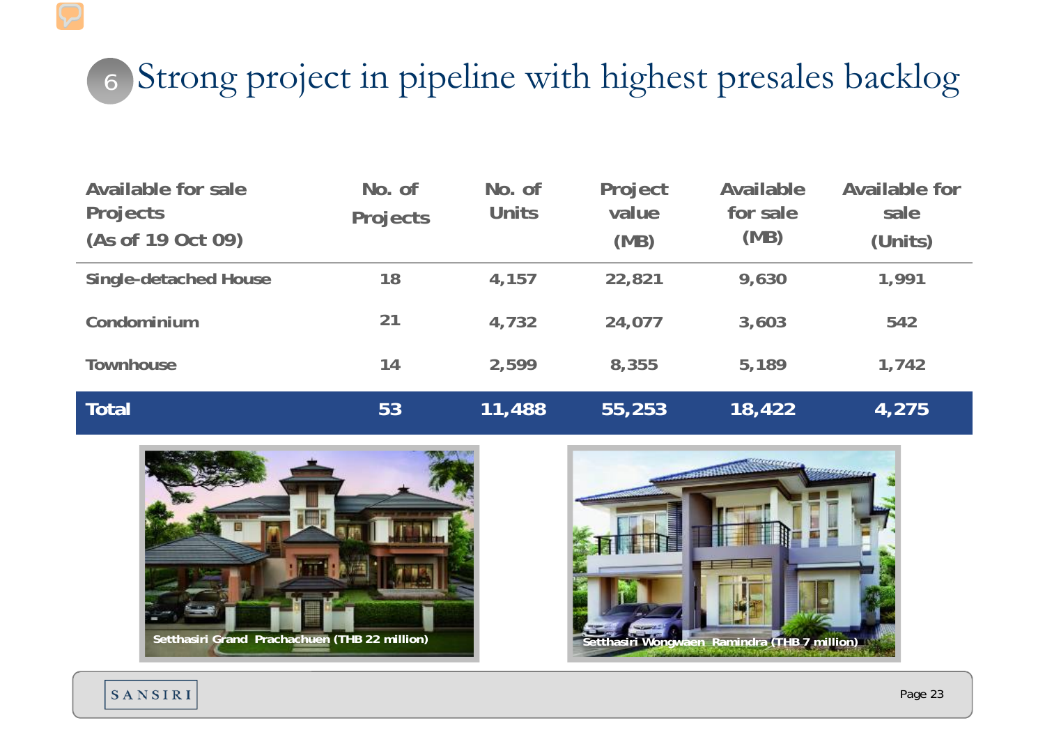# 6 Strong project in pipeline with highest presales backlog

| Available for sale Projects (As of 19 Oct 09) | No. of Projects | No. of Units | Project value (MB) | Available for sale (MB) | Available for sale (Units) |
|---|---|---|---|---|---|
| Single-detached House | 18 | 4,157 | 22,821 | 9,630 | 1,991 |
| Condominium | 21 | 4,732 | 24,077 | 3,603 | 542 |
| Townhouse | 14 | 2,599 | 8,355 | 5,189 | 1,742 |
| **Total** | **53** | **11,488** | **55,253** | **18,422** | **4,275** |

Setthasiri Grand Prachachuen (THB 22 million)

Setthasiri Wongwaen Ramindra (THB 7 million)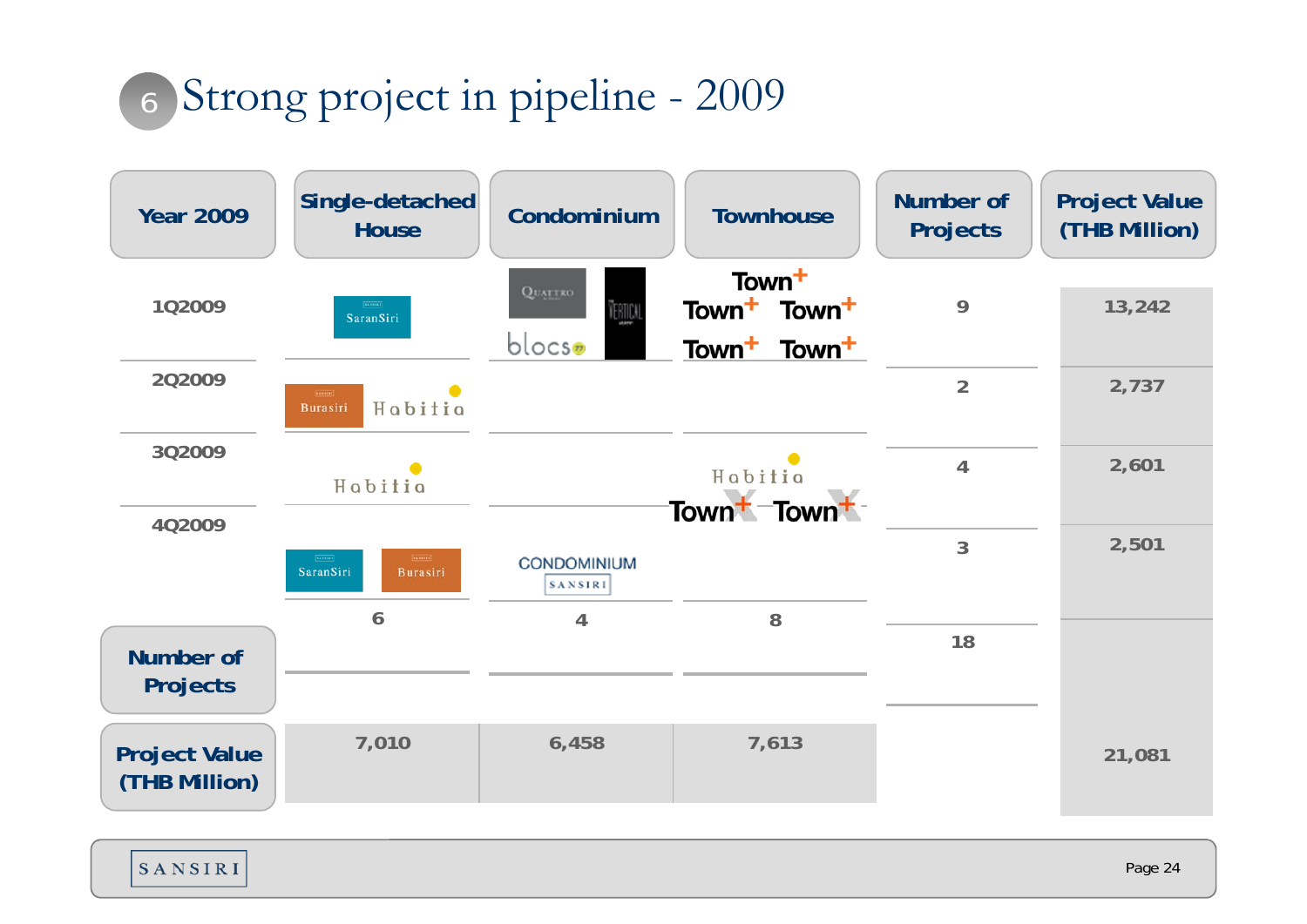# 6 Strong project in pipeline - 2009

| Year 2009 | Single-detached House | Condominium | Townhouse | Number of Projects | Project Value (THB Million) |
|---|---|---|---|---|---|
| 1Q2009 | SaranSiri | Quattro, Vertical, blocs 77 | Town+, Town+, Town+, Town+, Town+ | 9 | 13,242 |
| 2Q2009 | Burasiri, Habitia | | | 2 | 2,737 |
| 3Q2009 | Habitia | | Habitia, Town+X, Town+X | 4 | 2,601 |
| 4Q2009 | SaranSiri, Burasiri | CONDOMINIUM SANSIRI | | 3 | 2,501 |
| Number of Projects | 6 | 4 | 8 | 18 | |
| Project Value (THB Million) | 7,010 | 6,458 | 7,613 | | 21,081 |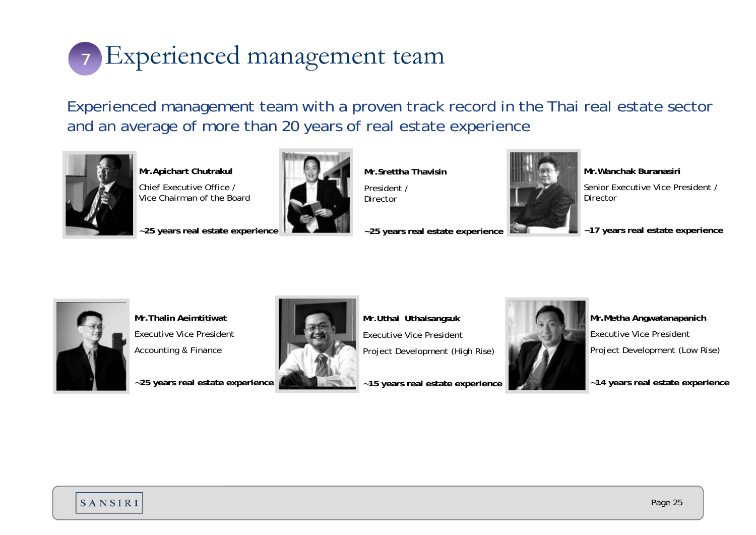# 7 Experienced management team

Experienced management team with a proven track record in the Thai real estate sector and an average of more than 20 years of real estate experience

**Mr.Apichart Chutrakul**
Chief Executive Office /
Vice Chairman of the Board

**~25 years real estate experience**

**Mr.Srettha Thavisin**
President /
Director

**~25 years real estate experience**

**Mr.Wanchak Buranasiri**
Senior Executive Vice President /
Director

**~17 years real estate experience**

**Mr.Thalin Aeimtitiwat**
Executive Vice President
Accounting & Finance

**~25 years real estate experience**

**Mr.Uthai Uthaisangsuk**
Executive Vice President
Project Development (High Rise)

**~15 years real estate experience**

**Mr.Metha Angwatanapanich**
Executive Vice President
Project Development (Low Rise)

**~14 years real estate experience**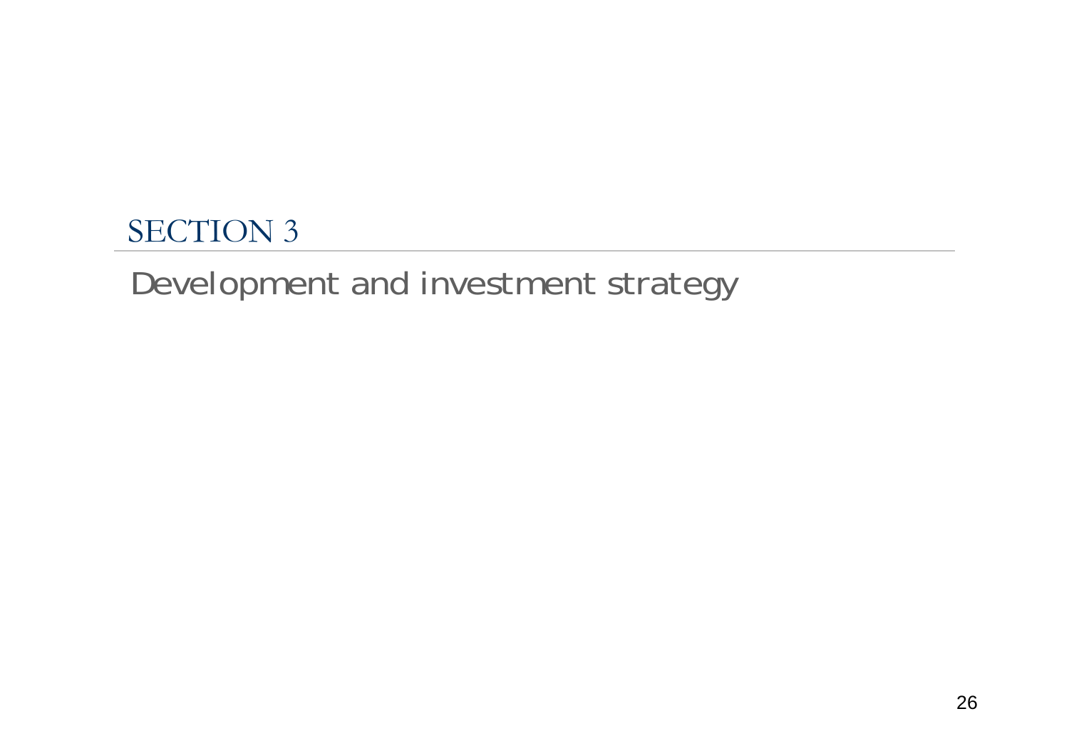# SECTION 3

## Development and investment strategy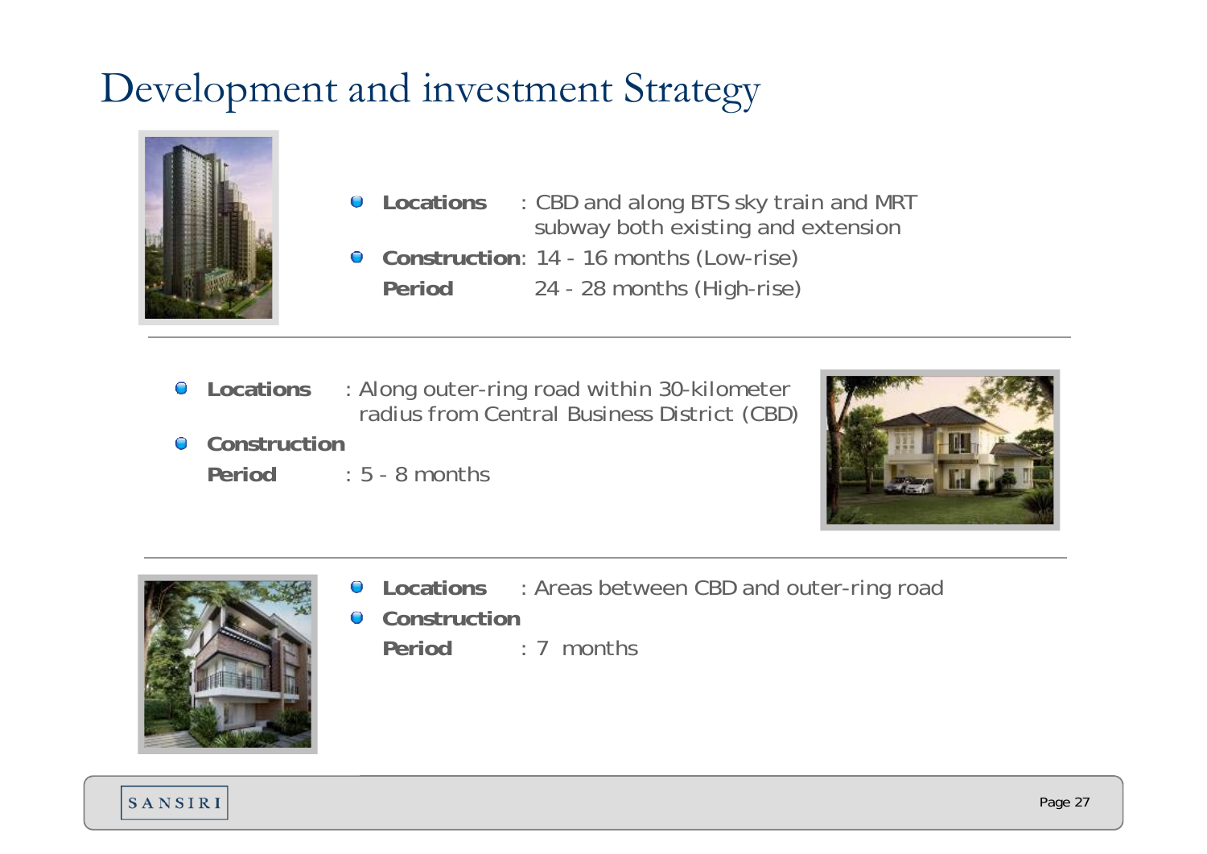# Development and investment Strategy

- **Locations** : CBD and along BTS sky train and MRT subway both existing and extension
- **Construction Period**: 14 - 16 months (Low-rise)
  24 - 28 months (High-rise)

---

- **Locations** : Along outer-ring road within 30-kilometer radius from Central Business District (CBD)
- **Construction Period** : 5 - 8 months

---

- **Locations** : Areas between CBD and outer-ring road
- **Construction Period** : 7 months